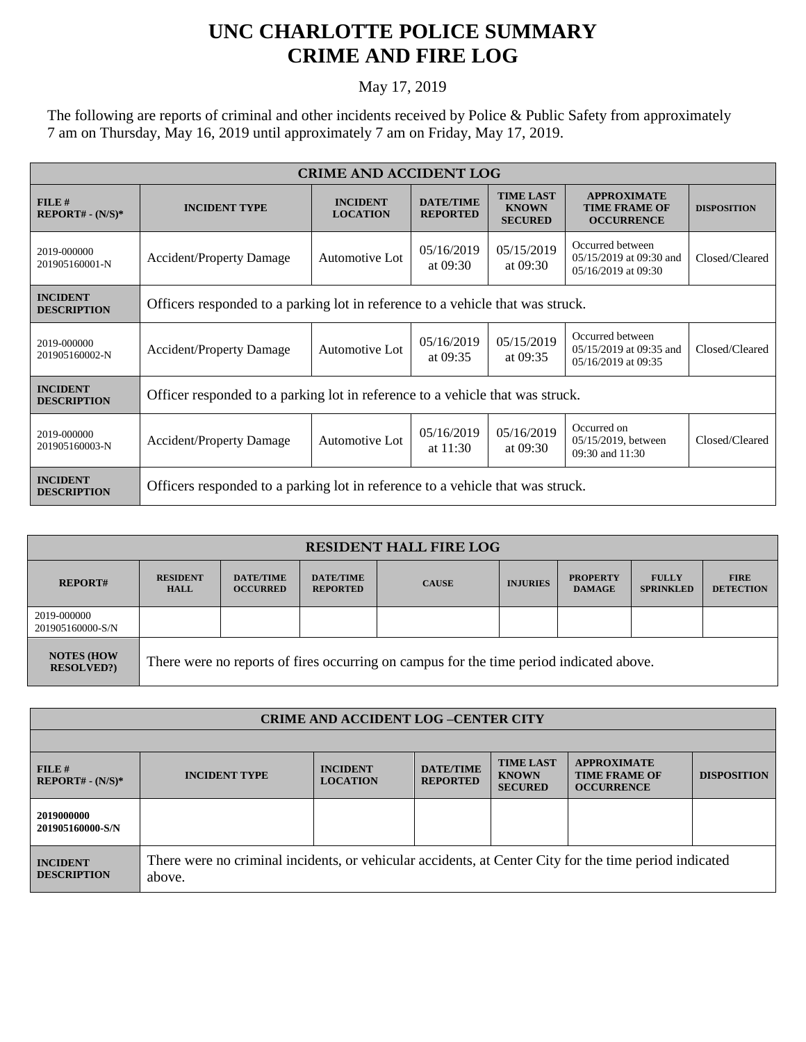# UNC CHARLOTTE POLICE SUMMARY
# CRIME AND FIRE LOG

May 17, 2019

The following are reports of criminal and other incidents received by Police & Public Safety from approximately 7 am on Thursday, May 16, 2019 until approximately 7 am on Friday, May 17, 2019.

| CRIME AND ACCIDENT LOG | | | | | | |
|---|---|---|---|---|---|---|
| **FILE # REPORT# - (N/S)*** | **INCIDENT TYPE** | **INCIDENT LOCATION** | **DATE/TIME REPORTED** | **TIME LAST KNOWN SECURED** | **APPROXIMATE TIME FRAME OF OCCURRENCE** | **DISPOSITION** |
| 2019-000000 201905160001-N | Accident/Property Damage | Automotive Lot | 05/16/2019 at 09:30 | 05/15/2019 at 09:30 | Occurred between 05/15/2019 at 09:30 and 05/16/2019 at 09:30 | Closed/Cleared |
| **INCIDENT DESCRIPTION** | Officers responded to a parking lot in reference to a vehicle that was struck. | | | | | |
| 2019-000000 201905160002-N | Accident/Property Damage | Automotive Lot | 05/16/2019 at 09:35 | 05/15/2019 at 09:35 | Occurred between 05/15/2019 at 09:35 and 05/16/2019 at 09:35 | Closed/Cleared |
| **INCIDENT DESCRIPTION** | Officer responded to a parking lot in reference to a vehicle that was struck. | | | | | |
| 2019-000000 201905160003-N | Accident/Property Damage | Automotive Lot | 05/16/2019 at 11:30 | 05/16/2019 at 09:30 | Occurred on 05/15/2019, between 09:30 and 11:30 | Closed/Cleared |
| **INCIDENT DESCRIPTION** | Officers responded to a parking lot in reference to a vehicle that was struck. | | | | | |

| RESIDENT HALL FIRE LOG | | | | | | | | |
|---|---|---|---|---|---|---|---|---|
| **REPORT#** | **RESIDENT HALL** | **DATE/TIME OCCURRED** | **DATE/TIME REPORTED** | **CAUSE** | **INJURIES** | **PROPERTY DAMAGE** | **FULLY SPRINKLED** | **FIRE DETECTION** |
| 2019-000000 201905160000-S/N | | | | | | | | |
| **NOTES (HOW RESOLVED?)** | There were no reports of fires occurring on campus for the time period indicated above. | | | | | | | |

| CRIME AND ACCIDENT LOG –CENTER CITY | | | | | | |
|---|---|---|---|---|---|---|
| **FILE # REPORT# - (N/S)*** | **INCIDENT TYPE** | **INCIDENT LOCATION** | **DATE/TIME REPORTED** | **TIME LAST KNOWN SECURED** | **APPROXIMATE TIME FRAME OF OCCURRENCE** | **DISPOSITION** |
| **2019000000 201905160000-S/N** | | | | | | |
| **INCIDENT DESCRIPTION** | There were no criminal incidents, or vehicular accidents, at Center City for the time period indicated above. | | | | | |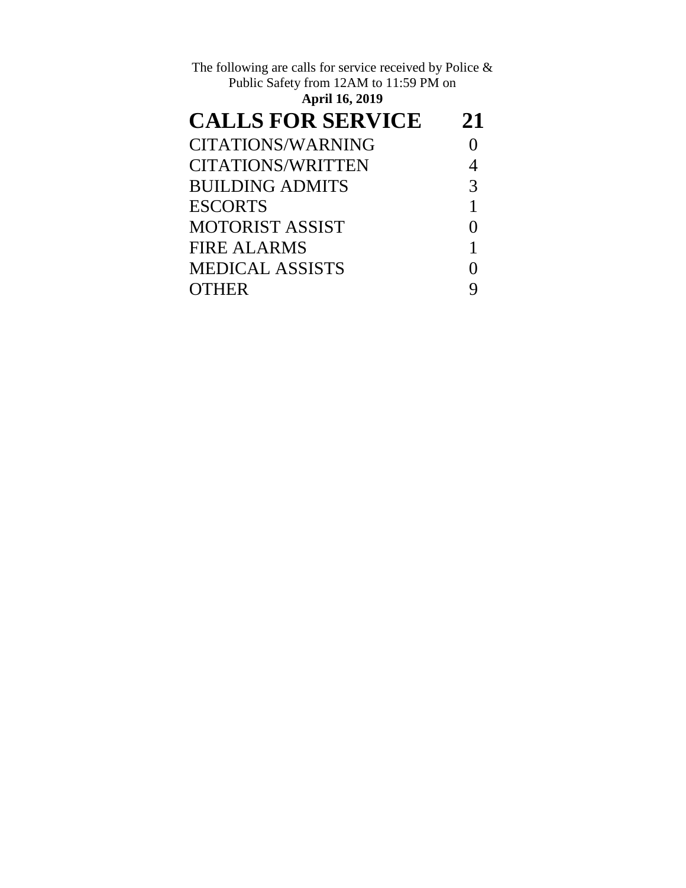The following are calls for service received by Police & Public Safety from 12AM to 11:59 PM on

**April 16, 2019**

| **CALLS FOR SERVICE** | **21** |
|---|---|
| CITATIONS/WARNING | 0 |
| CITATIONS/WRITTEN | 4 |
| BUILDING ADMITS | 3 |
| ESCORTS | 1 |
| MOTORIST ASSIST | 0 |
| FIRE ALARMS | 1 |
| MEDICAL ASSISTS | 0 |
| OTHER | 9 |